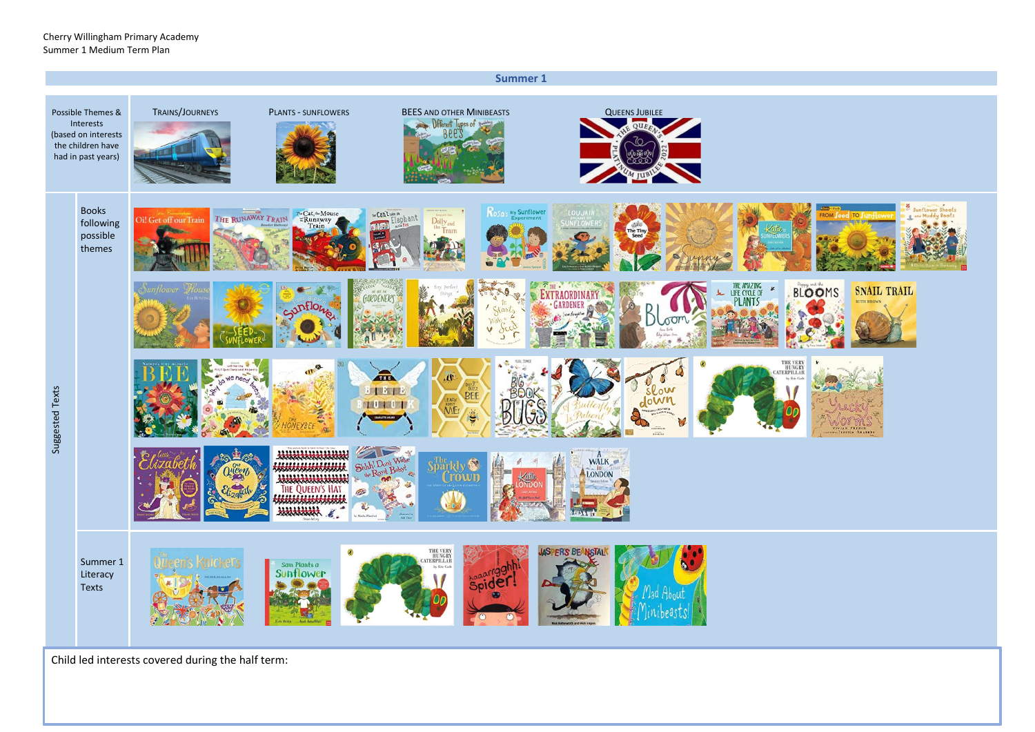Cherry Willingham Primary Academy
Summer 1 Medium Term Plan

## Summer 1

| | | | | | |
|---|---|---|---|---|---|
| Possible Themes & Interests (based on interests the children have had in past years) | | Trains/Journeys | Plants - sunflowers | Bees and other Minibeasts | Queens Jubilee |
| Suggested Texts | Books following possible themes | | | | |
| | Summer 1 Literacy Texts | | | | |

Child led interests covered during the half term: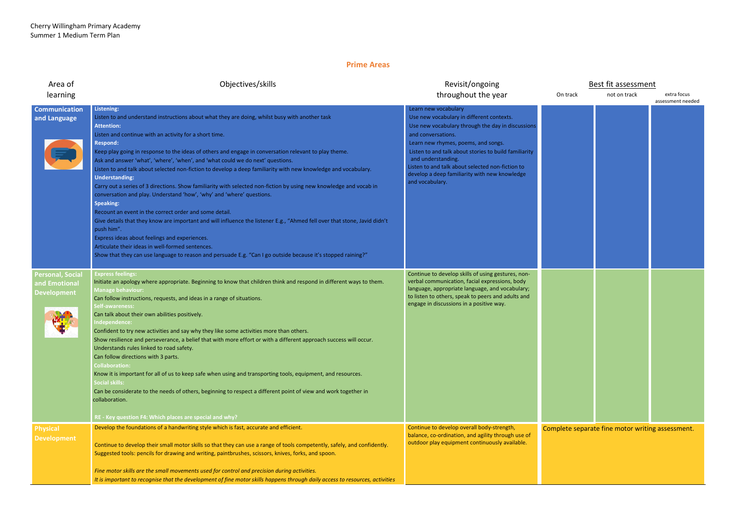Cherry Willingham Primary Academy
Summer 1 Medium Term Plan

## Prime Areas

| Area of learning | Objectives/skills | Revisit/ongoing throughout the year | Best fit assessment | | |
|---|---|---|---|---|---|
| | | | On track | not on track | extra focus assessment needed |
| **Communication and Language** | **Listening:**<br>Listen to and understand instructions about what they are doing, whilst busy with another task<br>**Attention:**<br>Listen and continue with an activity for a short time.<br>**Respond:**<br>Keep play going in response to the ideas of others and engage in conversation relevant to play theme.<br>Ask and answer 'what', 'where', 'when', and 'what could we do next' questions.<br>Listen to and talk about selected non-fiction to develop a deep familiarity with new knowledge and vocabulary.<br>**Understanding:**<br>Carry out a series of 3 directions. Show familiarity with selected non-fiction by using new knowledge and vocab in conversation and play. Understand 'how', 'why' and 'where' questions.<br>**Speaking:**<br>Recount an event in the correct order and some detail.<br>Give details that they know are important and will influence the listener E.g., "Ahmed fell over that stone, Javid didn't push him".<br>Express ideas about feelings and experiences.<br>Articulate their ideas in well-formed sentences.<br>Show that they can use language to reason and persuade E.g. "Can I go outside because it's stopped raining?" | Learn new vocabulary<br>Use new vocabulary in different contexts.<br>Use new vocabulary through the day in discussions and conversations.<br>Learn new rhymes, poems, and songs.<br>Listen to and talk about stories to build familiarity and understanding.<br>Listen to and talk about selected non-fiction to develop a deep familiarity with new knowledge and vocabulary. | | | |
| **Personal, Social and Emotional Development** | **Express feelings:**<br>Initiate an apology where appropriate. Beginning to know that children think and respond in different ways to them.<br>**Manage behaviour:**<br>Can follow instructions, requests, and ideas in a range of situations.<br>**Self-awareness:**<br>Can talk about their own abilities positively.<br>**Independence:**<br>Confident to try new activities and say why they like some activities more than others.<br>Show resilience and perseverance, a belief that with more effort or with a different approach success will occur.<br>Understands rules linked to road safety.<br>Can follow directions with 3 parts.<br>**Collaboration:**<br>Know it is important for all of us to keep safe when using and transporting tools, equipment, and resources.<br>**Social skills:**<br>Can be considerate to the needs of others, beginning to respect a different point of view and work together in collaboration.<br><br>**RE - Key question F4: Which places are special and why?** | Continue to develop skills of using gestures, non-verbal communication, facial expressions, body language, appropriate language, and vocabulary; to listen to others, speak to peers and adults and engage in discussions in a positive way. | | | |
| **Physical Development** | Develop the foundations of a handwriting style which is fast, accurate and efficient.<br><br>Continue to develop their small motor skills so that they can use a range of tools competently, safely, and confidently. Suggested tools: pencils for drawing and writing, paintbrushes, scissors, knives, forks, and spoon.<br><br>*Fine motor skills are the small movements used for control and precision during activities.*<br>*It is important to recognise that the development of fine motor skills happens through daily access to resources, activities* | Continue to develop overall body-strength, balance, co-ordination, and agility through use of outdoor play equipment continuously available. | Complete separate fine motor writing assessment. | | |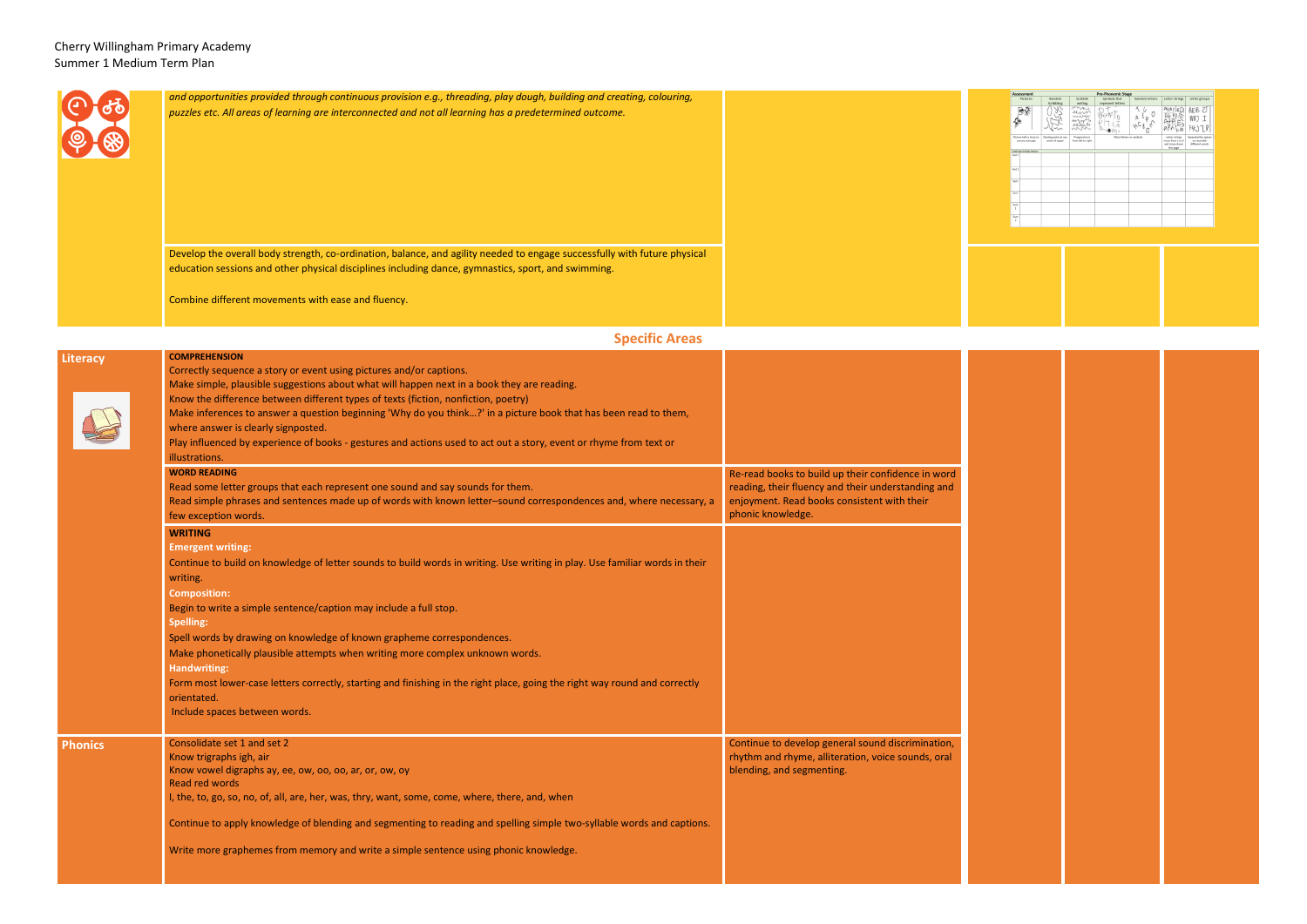Cherry Willingham Primary Academy
Summer 1 Medium Term Plan

| | | | | | |
|---|---|---|---|---|---|
| | *and opportunities provided through continuous provision e.g., threading, play dough, building and creating, colouring, puzzles etc. All areas of learning are interconnected and not all learning has a predetermined outcome.* | | | | |
| | Develop the overall body strength, co-ordination, balance, and agility needed to engage successfully with future physical education sessions and other physical disciplines including dance, gymnastics, sport, and swimming.<br><br>Combine different movements with ease and fluency. | | | | |

## Specific Areas

| | | | | | |
|---|---|---|---|---|---|
| **Literacy** | **COMPREHENSION**<br>Correctly sequence a story or event using pictures and/or captions.<br>Make simple, plausible suggestions about what will happen next in a book they are reading.<br>Know the difference between different types of texts (fiction, nonfiction, poetry)<br>Make inferences to answer a question beginning 'Why do you think…?' in a picture book that has been read to them, where answer is clearly signposted.<br>Play influenced by experience of books - gestures and actions used to act out a story, event or rhyme from text or illustrations. | | | | |
| | **WORD READING**<br>Read some letter groups that each represent one sound and say sounds for them.<br>Read simple phrases and sentences made up of words with known letter–sound correspondences and, where necessary, a few exception words. | Re-read books to build up their confidence in word reading, their fluency and their understanding and enjoyment. Read books consistent with their phonic knowledge. | | | |
| | **WRITING**<br>**Emergent writing:**<br>Continue to build on knowledge of letter sounds to build words in writing. Use writing in play. Use familiar words in their writing.<br>**Composition:**<br>Begin to write a simple sentence/caption may include a full stop.<br>**Spelling:**<br>Spell words by drawing on knowledge of known grapheme correspondences.<br>Make phonetically plausible attempts when writing more complex unknown words.<br>**Handwriting:**<br>Form most lower-case letters correctly, starting and finishing in the right place, going the right way round and correctly orientated.<br>Include spaces between words. | | | | |
| **Phonics** | Consolidate set 1 and set 2<br>Know trigraphs igh, air<br>Know vowel digraphs ay, ee, ow, oo, oo, ar, or, ow, oy<br>Read red words<br>I, the, to, go, so, no, of, all, are, her, was, thry, want, some, come, where, there, and, when<br><br>Continue to apply knowledge of blending and segmenting to reading and spelling simple two-syllable words and captions.<br><br>Write more graphemes from memory and write a simple sentence using phonic knowledge. | Continue to develop general sound discrimination, rhythm and rhyme, alliteration, voice sounds, oral blending, and segmenting. | | | |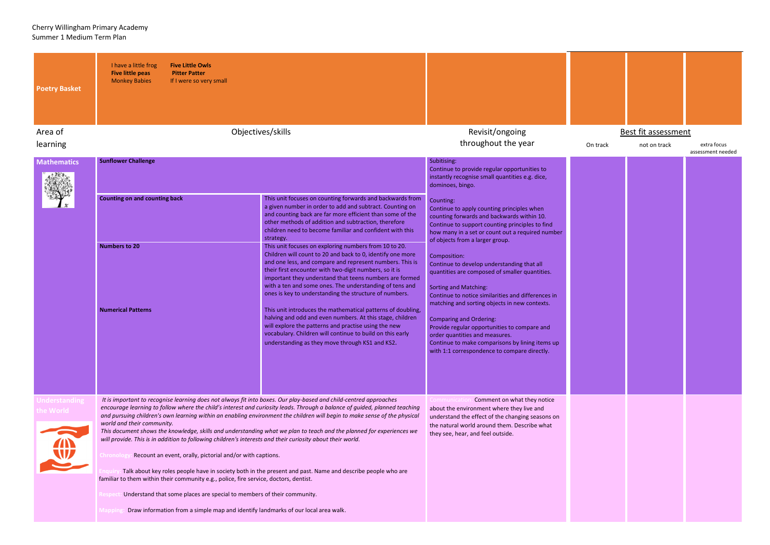Cherry Willingham Primary Academy
Summer 1 Medium Term Plan

| **Poetry Basket** | I have a little frog<br>**Five little peas**<br>Monkey Babies<br>**Five Little Owls**<br>**Pitter Patter**<br>If I were so very small | | | | | |
|---|---|---|---|---|---|---|
| Area of learning | Objectives/skills | | Revisit/ongoing throughout the year | Best fit assessment | | |
| | | | | On track | not on track | extra focus assessment needed |
| **Mathematics** | **Sunflower Challenge** | | Subitising:<br>Continue to provide regular opportunities to instantly recognise small quantities e.g. dice, dominoes, bingo.<br><br>Counting:<br>Continue to apply counting principles when counting forwards and backwards within 10.<br>Continue to support counting principles to find how many in a set or count out a required number of objects from a larger group.<br><br>Composition:<br>Continue to develop understanding that all quantities are composed of smaller quantities.<br><br>Sorting and Matching:<br>Continue to notice similarities and differences in matching and sorting objects in new contexts.<br><br>Comparing and Ordering:<br>Provide regular opportunities to compare and order quantities and measures.<br>Continue to make comparisons by lining items up with 1:1 correspondence to compare directly. | | | |
| | **Counting on and counting back** | This unit focuses on counting forwards and backwards from a given number in order to add and subtract. Counting on and counting back are far more efficient than some of the other methods of addition and subtraction, therefore children need to become familiar and confident with this strategy. | | | | |
| | **Numbers to 20** | This unit focuses on exploring numbers from 10 to 20. Children will count to 20 and back to 0, identify one more and one less, and compare and represent numbers. This is their first encounter with two-digit numbers, so it is important they understand that teens numbers are formed with a ten and some ones. The understanding of tens and ones is key to understanding the structure of numbers. | | | | |
| | **Numerical Patterns** | This unit introduces the mathematical patterns of doubling, halving and odd and even numbers. At this stage, children will explore the patterns and practise using the new vocabulary. Children will continue to build on this early understanding as they move through KS1 and KS2. | | | | |
| **Understanding the World** | *It is important to recognise learning does not always fit into boxes. Our play-based and child-centred approaches encourage learning to follow where the child's interest and curiosity leads. Through a balance of guided, planned teaching and pursuing children's own learning within an enabling environment the children will begin to make sense of the physical world and their community.*<br>*This document shows the knowledge, skills and understanding what we plan to teach and the planned for experiences we will provide. This is in addition to following children's interests and their curiosity about their world.*<br><br>Chronology: Recount an event, orally, pictorial and/or with captions.<br><br>Enquiry: Talk about key roles people have in society both in the present and past. Name and describe people who are familiar to them within their community e.g., police, fire service, doctors, dentist.<br><br>Respect: Understand that some places are special to members of their community.<br><br>Mapping: Draw information from a simple map and identify landmarks of our local area walk. | | Communication: Comment on what they notice about the environment where they live and understand the effect of the changing seasons on the natural world around them. Describe what they see, hear, and feel outside. | | | |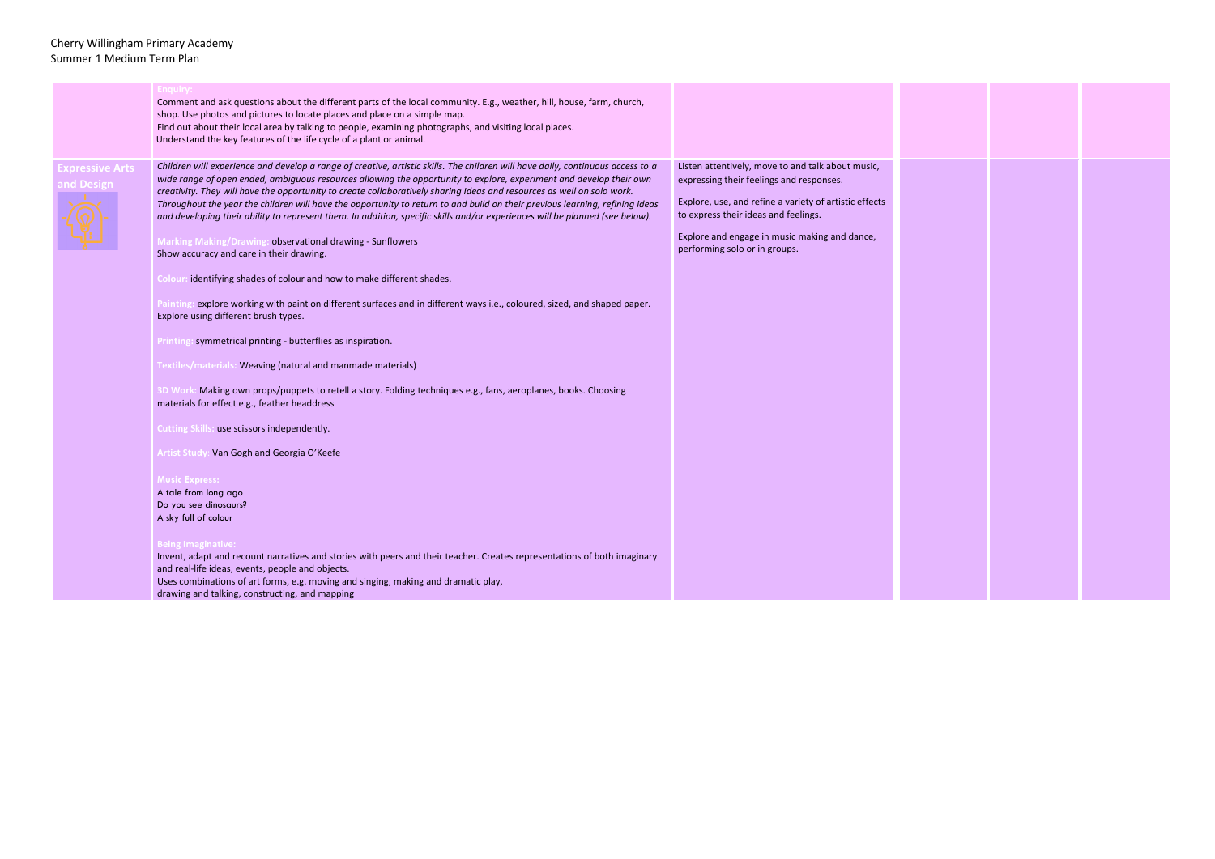Cherry Willingham Primary Academy
Summer 1 Medium Term Plan

| | | | | | |
|---|---|---|---|---|---|
| | **Enquiry:**<br>Comment and ask questions about the different parts of the local community. E.g., weather, hill, house, farm, church, shop. Use photos and pictures to locate places and place on a simple map.<br>Find out about their local area by talking to people, examining photographs, and visiting local places.<br>Understand the key features of the life cycle of a plant or animal. | | | | |
| **Expressive Arts and Design** | *Children will experience and develop a range of creative, artistic skills. The children will have daily, continuous access to a wide range of open ended, ambiguous resources allowing the opportunity to explore, experiment and develop their own creativity. They will have the opportunity to create collaboratively sharing Ideas and resources as well on solo work. Throughout the year the children will have the opportunity to return to and build on their previous learning, refining ideas and developing their ability to represent them. In addition, specific skills and/or experiences will be planned (see below).*<br><br>**Marking Making/Drawing:** observational drawing - Sunflowers<br>Show accuracy and care in their drawing.<br><br>**Colour:** identifying shades of colour and how to make different shades.<br><br>**Painting:** explore working with paint on different surfaces and in different ways i.e., coloured, sized, and shaped paper. Explore using different brush types.<br><br>**Printing:** symmetrical printing - butterflies as inspiration.<br><br>**Textiles/materials:** Weaving (natural and manmade materials)<br><br>**3D Work:** Making own props/puppets to retell a story. Folding techniques e.g., fans, aeroplanes, books. Choosing materials for effect e.g., feather headdress<br><br>**Cutting Skills:** use scissors independently.<br><br>**Artist Study:** Van Gogh and Georgia O'Keefe<br><br>**Music Express:**<br>A tale from long ago<br>Do you see dinosaurs?<br>A sky full of colour<br><br>**Being Imaginative:**<br>Invent, adapt and recount narratives and stories with peers and their teacher. Creates representations of both imaginary and real-life ideas, events, people and objects.<br>Uses combinations of art forms, e.g. moving and singing, making and dramatic play, drawing and talking, constructing, and mapping | Listen attentively, move to and talk about music, expressing their feelings and responses.<br><br>Explore, use, and refine a variety of artistic effects to express their ideas and feelings.<br><br>Explore and engage in music making and dance, performing solo or in groups. | | | |